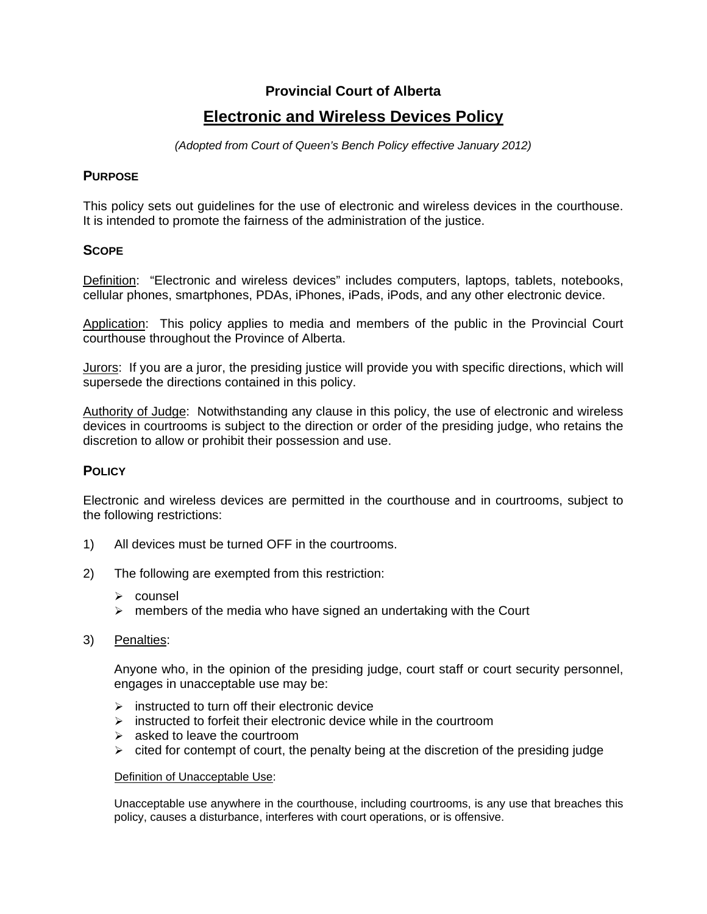**Provincial Court of Alberta**

# Electronic and Wireless Devices Policy

*(Adopted from Court of Queen's Bench Policy effective January 2012)*

## PURPOSE

This policy sets out guidelines for the use of electronic and wireless devices in the courthouse. It is intended to promote the fairness of the administration of the justice.

## SCOPE

<u>Definition</u>: "Electronic and wireless devices" includes computers, laptops, tablets, notebooks, cellular phones, smartphones, PDAs, iPhones, iPads, iPods, and any other electronic device.

<u>Application</u>: This policy applies to media and members of the public in the Provincial Court courthouse throughout the Province of Alberta.

<u>Jurors</u>: If you are a juror, the presiding justice will provide you with specific directions, which will supersede the directions contained in this policy.

<u>Authority of Judge</u>: Notwithstanding any clause in this policy, the use of electronic and wireless devices in courtrooms is subject to the direction or order of the presiding judge, who retains the discretion to allow or prohibit their possession and use.

## POLICY

Electronic and wireless devices are permitted in the courthouse and in courtrooms, subject to the following restrictions:

1) All devices must be turned OFF in the courtrooms.

2) The following are exempted from this restriction:
   - counsel
   - members of the media who have signed an undertaking with the Court

3) <u>Penalties</u>:

   Anyone who, in the opinion of the presiding judge, court staff or court security personnel, engages in unacceptable use may be:

   - instructed to turn off their electronic device
   - instructed to forfeit their electronic device while in the courtroom
   - asked to leave the courtroom
   - cited for contempt of court, the penalty being at the discretion of the presiding judge

   <u>Definition of Unacceptable Use</u>:

   Unacceptable use anywhere in the courthouse, including courtrooms, is any use that breaches this policy, causes a disturbance, interferes with court operations, or is offensive.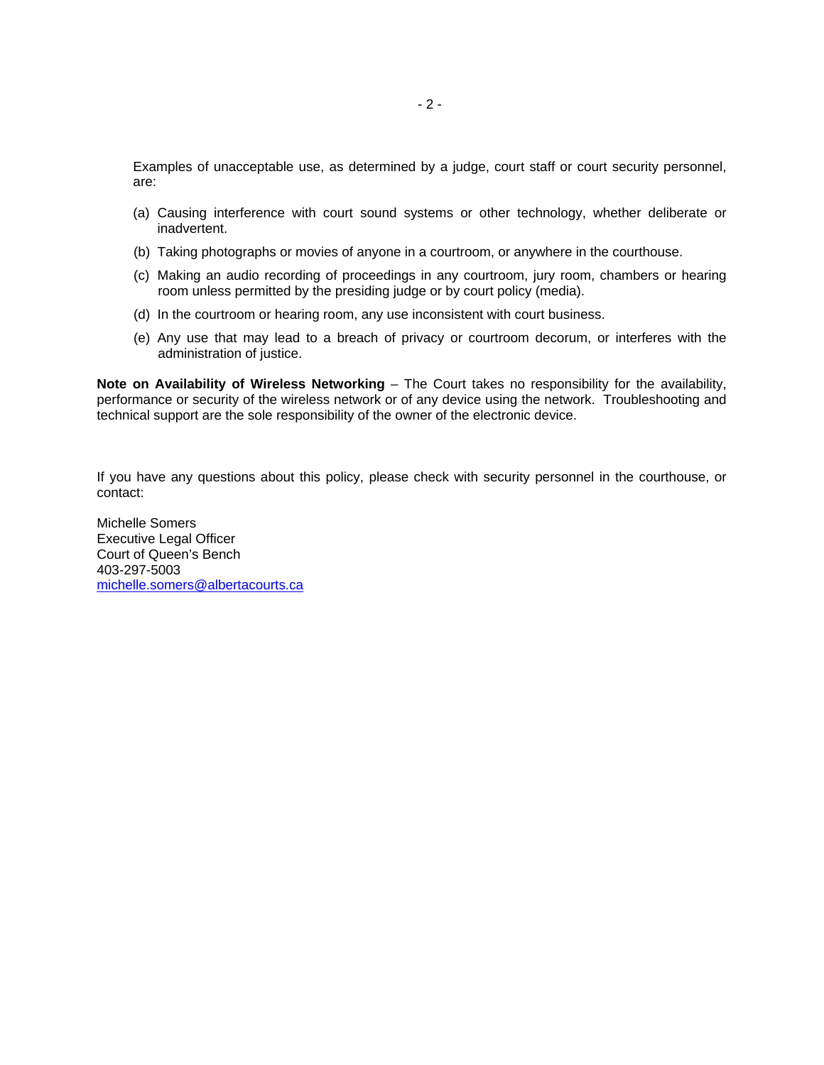Examples of unacceptable use, as determined by a judge, court staff or court security personnel, are:

(a) Causing interference with court sound systems or other technology, whether deliberate or inadvertent.

(b) Taking photographs or movies of anyone in a courtroom, or anywhere in the courthouse.

(c) Making an audio recording of proceedings in any courtroom, jury room, chambers or hearing room unless permitted by the presiding judge or by court policy (media).

(d) In the courtroom or hearing room, any use inconsistent with court business.

(e) Any use that may lead to a breach of privacy or courtroom decorum, or interferes with the administration of justice.

**Note on Availability of Wireless Networking** – The Court takes no responsibility for the availability, performance or security of the wireless network or of any device using the network. Troubleshooting and technical support are the sole responsibility of the owner of the electronic device.

If you have any questions about this policy, please check with security personnel in the courthouse, or contact:

Michelle Somers
Executive Legal Officer
Court of Queen's Bench
403-297-5003
michelle.somers@albertacourts.ca